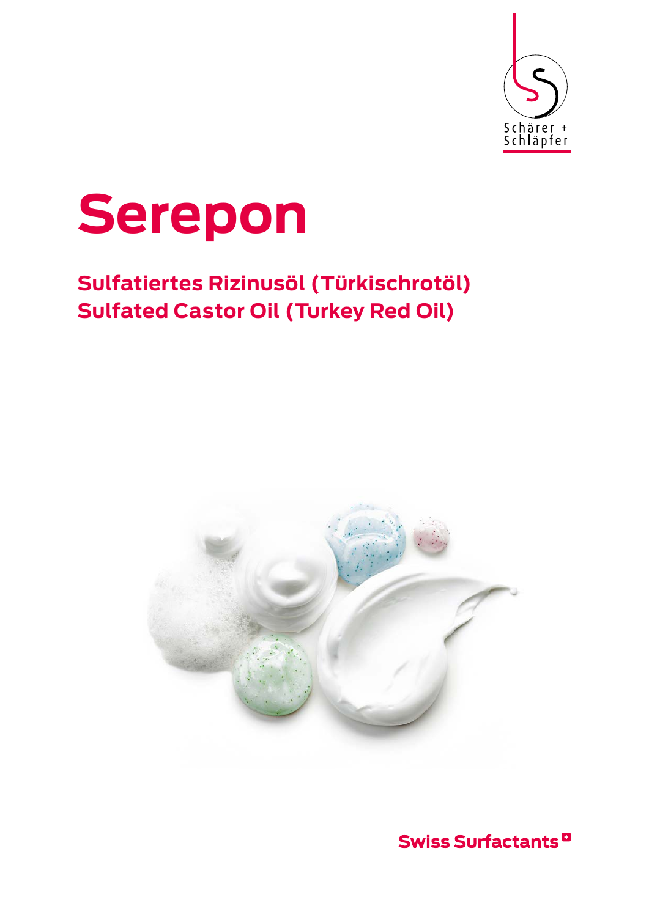Schärer + Schläpfer

# Serepon

## Sulfatiertes Rizinusöl (Türkischrotöl)
## Sulfated Castor Oil (Turkey Red Oil)

Swiss Surfactants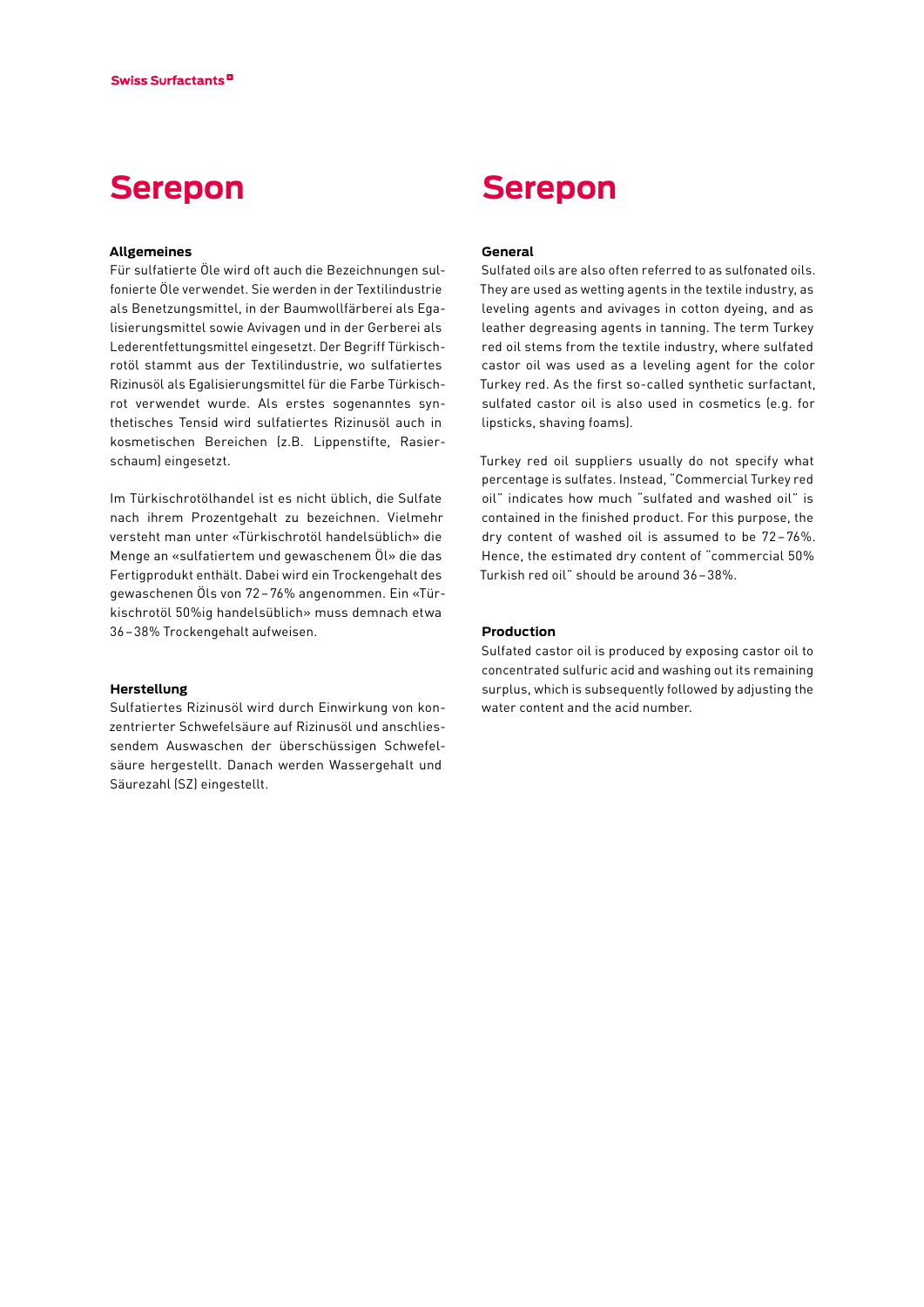# Serepon

### Allgemeines

Für sulfatierte Öle wird oft auch die Bezeichnungen sulfonierte Öle verwendet. Sie werden in der Textilindustrie als Benetzungsmittel, in der Baumwollfärberei als Egalisierungsmittel sowie Avivagen und in der Gerberei als Lederentfettungsmittel eingesetzt. Der Begriff Türkischrotöl stammt aus der Textilindustrie, wo sulfatiertes Rizinusöl als Egalisierungsmittel für die Farbe Türkischrot verwendet wurde. Als erstes sogenanntes synthetisches Tensid wird sulfatiertes Rizinusöl auch in kosmetischen Bereichen (z.B. Lippenstifte, Rasierschaum) eingesetzt.

Im Türkischrotölhandel ist es nicht üblich, die Sulfate nach ihrem Prozentgehalt zu bezeichnen. Vielmehr versteht man unter «Türkischrotöl handelsüblich» die Menge an «sulfatiertem und gewaschenem Öl» die das Fertigprodukt enthält. Dabei wird ein Trockengehalt des gewaschenen Öls von 72 – 76% angenommen. Ein «Türkischrotöl 50%ig handelsüblich» muss demnach etwa 36 – 38% Trockengehalt aufweisen.

### Herstellung

Sulfatiertes Rizinusöl wird durch Einwirkung von konzentrierter Schwefelsäure auf Rizinusöl und anschliessendem Auswaschen der überschüssigen Schwefelsäure hergestellt. Danach werden Wassergehalt und Säurezahl (SZ) eingestellt.

# Serepon

### General

Sulfated oils are also often referred to as sulfonated oils. They are used as wetting agents in the textile industry, as leveling agents and avivages in cotton dyeing, and as leather degreasing agents in tanning. The term Turkey red oil stems from the textile industry, where sulfated castor oil was used as a leveling agent for the color Turkey red. As the first so-called synthetic surfactant, sulfated castor oil is also used in cosmetics (e.g. for lipsticks, shaving foams).

Turkey red oil suppliers usually do not specify what percentage is sulfates. Instead, "Commercial Turkey red oil" indicates how much "sulfated and washed oil" is contained in the finished product. For this purpose, the dry content of washed oil is assumed to be 72 – 76%. Hence, the estimated dry content of "commercial 50% Turkish red oil" should be around 36 – 38%.

### Production

Sulfated castor oil is produced by exposing castor oil to concentrated sulfuric acid and washing out its remaining surplus, which is subsequently followed by adjusting the water content and the acid number.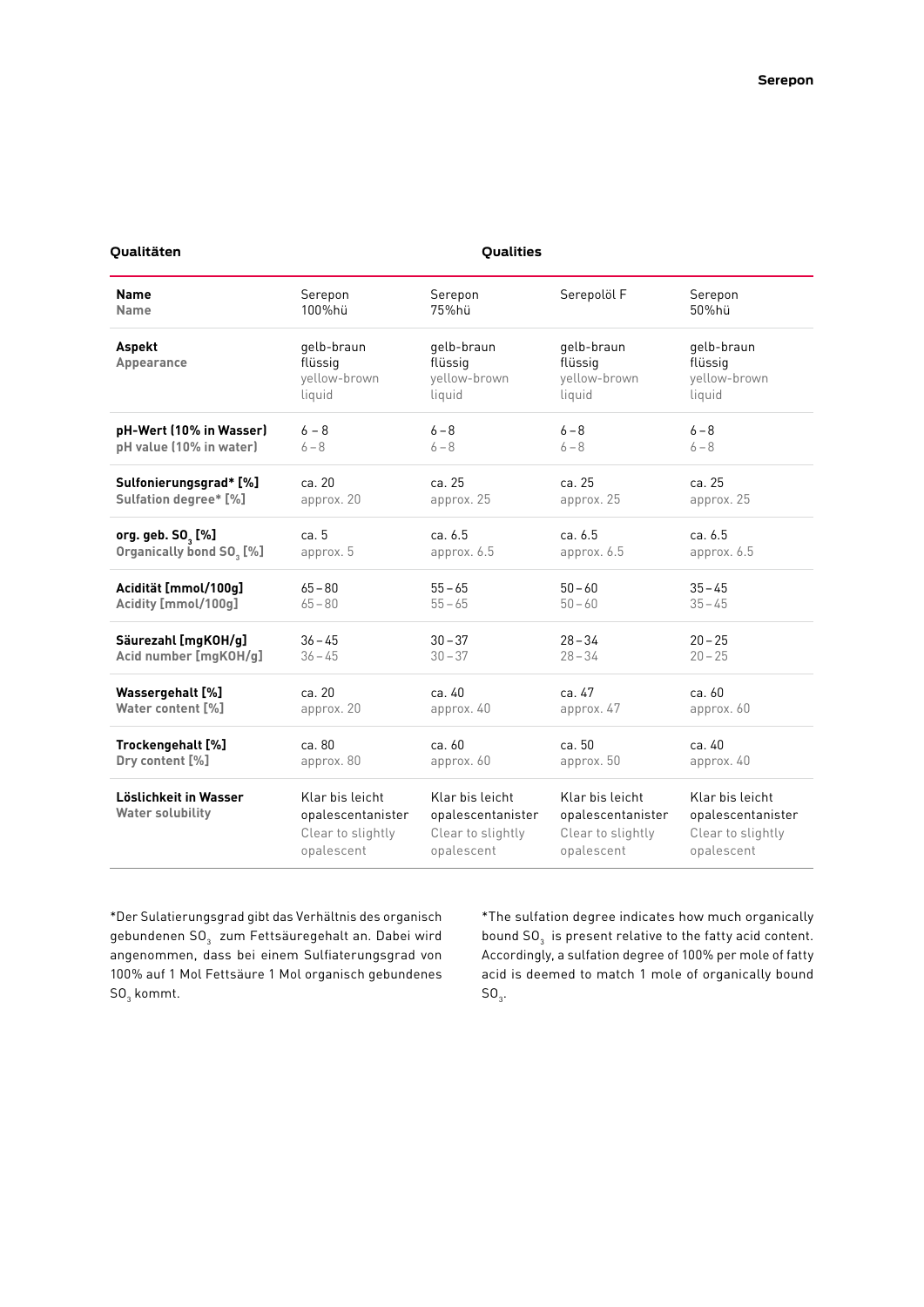**Qualitäten** | **Qualities**

| **Name**<br>**Name** | Serepon 100%hü | Serepon 75%hü | Serepolöl F | Serepon 50%hü |
|---|---|---|---|---|
| **Aspekt**<br>**Appearance** | gelb-braun flüssig<br>yellow-brown liquid | gelb-braun flüssig<br>yellow-brown liquid | gelb-braun flüssig<br>yellow-brown liquid | gelb-braun flüssig<br>yellow-brown liquid |
| **pH-Wert (10% in Wasser)**<br>**pH value (10% in water)** | 6 – 8<br>6 – 8 | 6 – 8<br>6 – 8 | 6 – 8<br>6 – 8 | 6 – 8<br>6 – 8 |
| **Sulfonierungsgrad* [%]**<br>**Sulfation degree* [%]** | ca. 20<br>approx. 20 | ca. 25<br>approx. 25 | ca. 25<br>approx. 25 | ca. 25<br>approx. 25 |
| **org. geb. $SO_3$ [%]**<br>**Organically bond $SO_3$ [%]** | ca. 5<br>approx. 5 | ca. 6.5<br>approx. 6.5 | ca. 6.5<br>approx. 6.5 | ca. 6.5<br>approx. 6.5 |
| **Acidität [mmol/100g]**<br>**Acidity [mmol/100g]** | 65 – 80<br>65 – 80 | 55 – 65<br>55 – 65 | 50 – 60<br>50 – 60 | 35 – 45<br>35 – 45 |
| **Säurezahl [mgKOH/g]**<br>**Acid number [mgKOH/g]** | 36 – 45<br>36 – 45 | 30 – 37<br>30 – 37 | 28 – 34<br>28 – 34 | 20 – 25<br>20 – 25 |
| **Wassergehalt [%]**<br>**Water content [%]** | ca. 20<br>approx. 20 | ca. 40<br>approx. 40 | ca. 47<br>approx. 47 | ca. 60<br>approx. 60 |
| **Trockengehalt [%]**<br>**Dry content [%]** | ca. 80<br>approx. 80 | ca. 60<br>approx. 60 | ca. 50<br>approx. 50 | ca. 40<br>approx. 40 |
| **Löslichkeit in Wasser**<br>**Water solubility** | Klar bis leicht opalescentanister<br>Clear to slightly opalescent | Klar bis leicht opalescentanister<br>Clear to slightly opalescent | Klar bis leicht opalescentanister<br>Clear to slightly opalescent | Klar bis leicht opalescentanister<br>Clear to slightly opalescent |

*Der Sulatierungsgrad gibt das Verhältnis des organisch gebundenen $SO_3$ zum Fettsäuregehalt an. Dabei wird angenommen, dass bei einem Sulfiaterungsgrad von 100% auf 1 Mol Fettsäure 1 Mol organisch gebundenes $SO_3$ kommt.

*The sulfation degree indicates how much organically bound $SO_3$ is present relative to the fatty acid content. Accordingly, a sulfation degree of 100% per mole of fatty acid is deemed to match 1 mole of organically bound $SO_3$.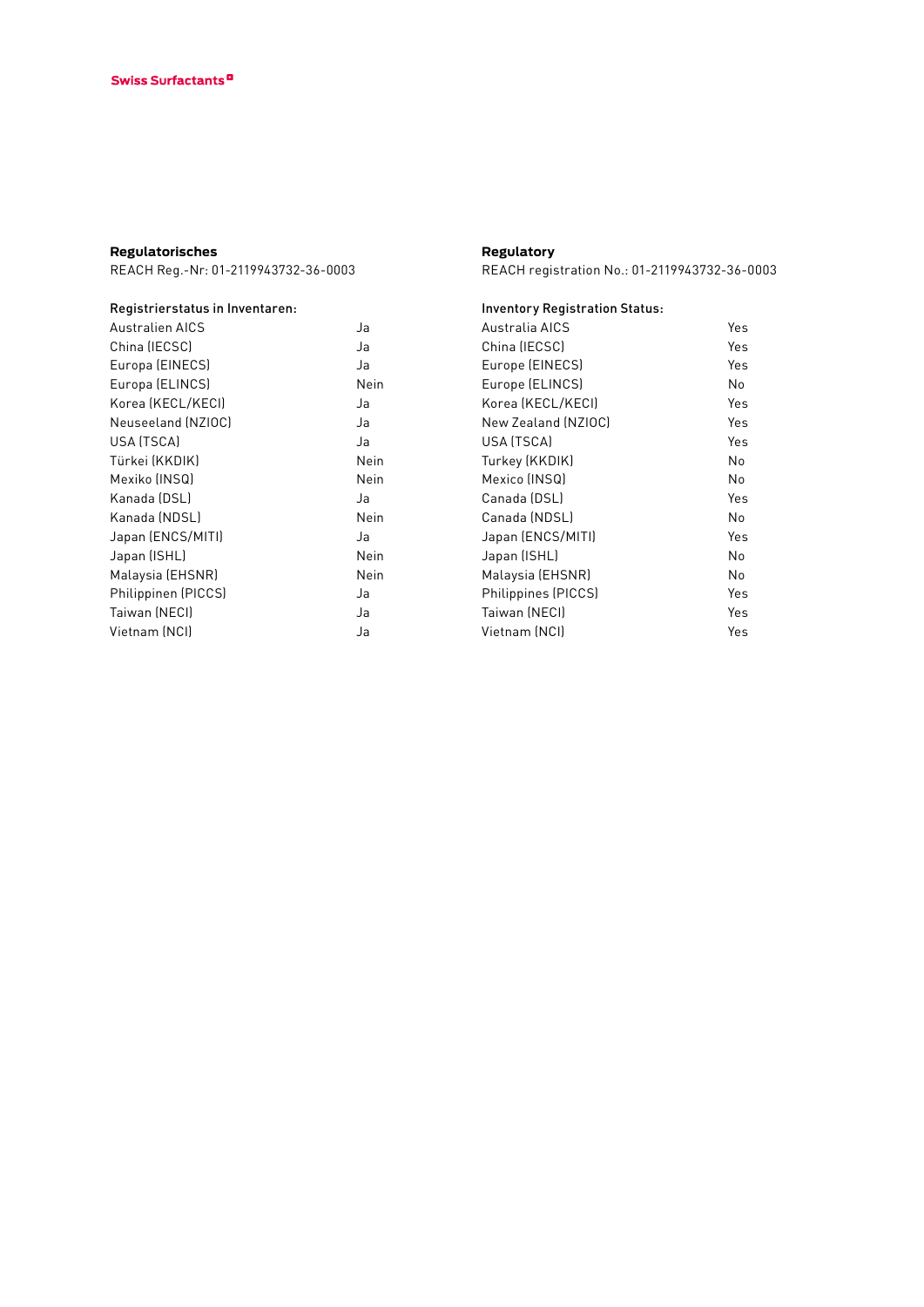**Regulatorisches**

REACH Reg.-Nr: 01-2119943732-36-0003

Registrierstatus in Inventaren:

| | |
|---|---|
| Australien AICS | Ja |
| China (IECSC) | Ja |
| Europa (EINECS) | Ja |
| Europa (ELINCS) | Nein |
| Korea (KECL/KECI) | Ja |
| Neuseeland (NZIOC) | Ja |
| USA (TSCA) | Ja |
| Türkei (KKDIK) | Nein |
| Mexiko (INSQ) | Nein |
| Kanada (DSL) | Ja |
| Kanada (NDSL) | Nein |
| Japan (ENCS/MITI) | Ja |
| Japan (ISHL) | Nein |
| Malaysia (EHSNR) | Nein |
| Philippinen (PICCS) | Ja |
| Taiwan (NECI) | Ja |
| Vietnam (NCI) | Ja |

**Regulatory**

REACH registration No.: 01-2119943732-36-0003

Inventory Registration Status:

| | |
|---|---|
| Australia AICS | Yes |
| China (IECSC) | Yes |
| Europe (EINECS) | Yes |
| Europe (ELINCS) | No |
| Korea (KECL/KECI) | Yes |
| New Zealand (NZIOC) | Yes |
| USA (TSCA) | Yes |
| Turkey (KKDIK) | No |
| Mexico (INSQ) | No |
| Canada (DSL) | Yes |
| Canada (NDSL) | No |
| Japan (ENCS/MITI) | Yes |
| Japan (ISHL) | No |
| Malaysia (EHSNR) | No |
| Philippines (PICCS) | Yes |
| Taiwan (NECI) | Yes |
| Vietnam (NCI) | Yes |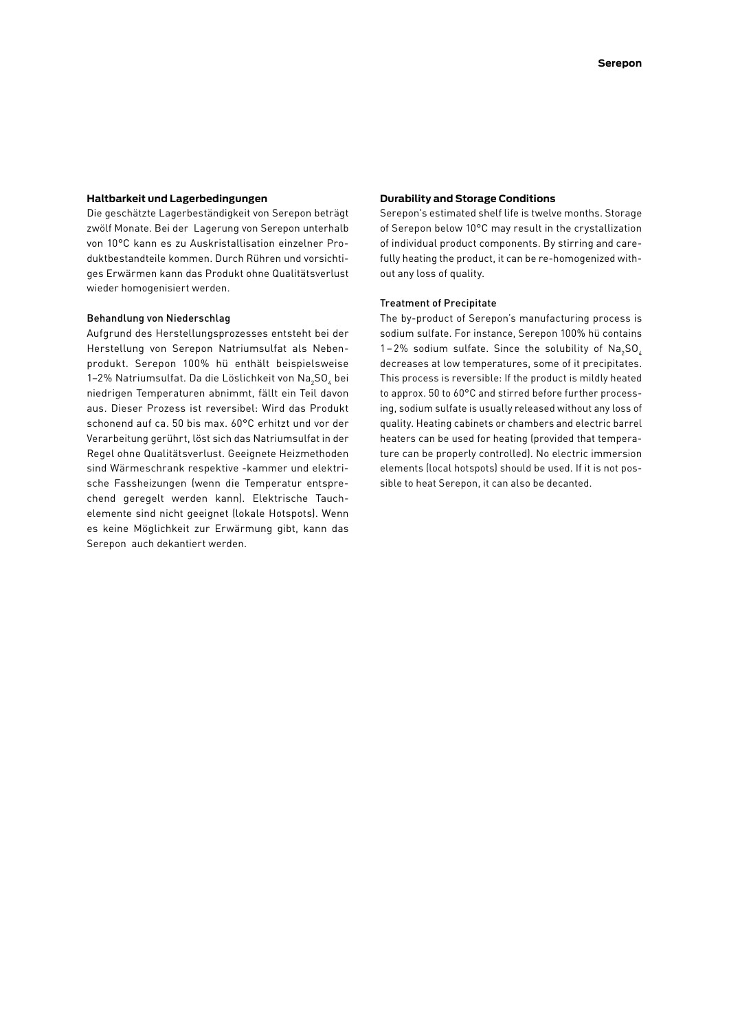## Haltbarkeit und Lagerbedingungen

Die geschätzte Lagerbeständigkeit von Serepon beträgt zwölf Monate. Bei der Lagerung von Serepon unterhalb von 10°C kann es zu Auskristallisation einzelner Produktbestandteile kommen. Durch Rühren und vorsichtiges Erwärmen kann das Produkt ohne Qualitätsverlust wieder homogenisiert werden.

### Behandlung von Niederschlag

Aufgrund des Herstellungsprozesses entsteht bei der Herstellung von Serepon Natriumsulfat als Nebenprodukt. Serepon 100% hü enthält beispielsweise 1–2% Natriumsulfat. Da die Löslichkeit von $Na_2SO_4$ bei niedrigen Temperaturen abnimmt, fällt ein Teil davon aus. Dieser Prozess ist reversibel: Wird das Produkt schonend auf ca. 50 bis max. 60°C erhitzt und vor der Verarbeitung gerührt, löst sich das Natriumsulfat in der Regel ohne Qualitätsverlust. Geeignete Heizmethoden sind Wärmeschrank respektive -kammer und elektrische Fassheizungen (wenn die Temperatur entsprechend geregelt werden kann). Elektrische Tauchelemente sind nicht geeignet (lokale Hotspots). Wenn es keine Möglichkeit zur Erwärmung gibt, kann das Serepon auch dekantiert werden.

## Durability and Storage Conditions

Serepon's estimated shelf life is twelve months. Storage of Serepon below 10°C may result in the crystallization of individual product components. By stirring and carefully heating the product, it can be re-homogenized without any loss of quality.

### Treatment of Precipitate

The by-product of Serepon's manufacturing process is sodium sulfate. For instance, Serepon 100% hü contains 1–2% sodium sulfate. Since the solubility of $Na_2SO_4$ decreases at low temperatures, some of it precipitates. This process is reversible: If the product is mildly heated to approx. 50 to 60°C and stirred before further processing, sodium sulfate is usually released without any loss of quality. Heating cabinets or chambers and electric barrel heaters can be used for heating (provided that temperature can be properly controlled). No electric immersion elements (local hotspots) should be used. If it is not possible to heat Serepon, it can also be decanted.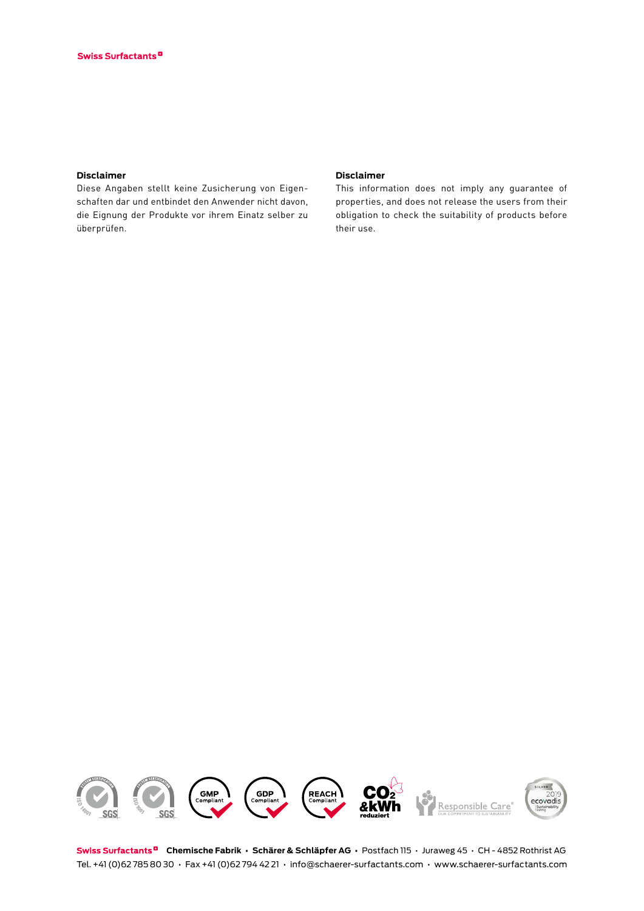**Disclaimer**

Diese Angaben stellt keine Zusicherung von Eigenschaften dar und entbindet den Anwender nicht davon, die Eignung der Produkte vor ihrem Einsatz selber zu überprüfen.

**Disclaimer**

This information does not imply any guarantee of properties, and does not release the users from their obligation to check the suitability of products before their use.

Swiss Surfactants **Chemische Fabrik • Schärer & Schläpfer AG** • Postfach 115 • Juraweg 45 • CH - 4852 Rothrist AG
Tel. +41 (0)62 785 80 30 • Fax +41 (0)62 794 42 21 • info@schaerer-surfactants.com • www.schaerer-surfactants.com